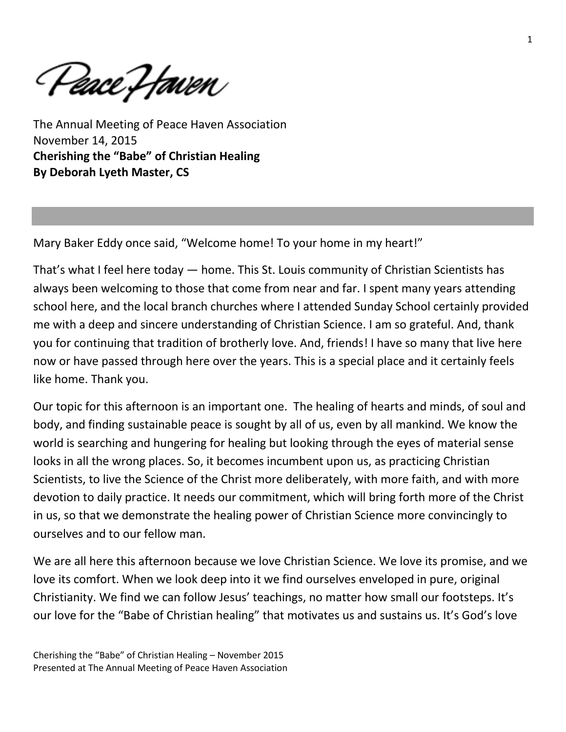Peace Haven

The Annual Meeting of Peace Haven Association
November 14, 2015

**Cherishing the "Babe" of Christian Healing**
**By Deborah Lyeth Master, CS**

Mary Baker Eddy once said, "Welcome home! To your home in my heart!"

That's what I feel here today — home. This St. Louis community of Christian Scientists has always been welcoming to those that come from near and far. I spent many years attending school here, and the local branch churches where I attended Sunday School certainly provided me with a deep and sincere understanding of Christian Science. I am so grateful. And, thank you for continuing that tradition of brotherly love. And, friends! I have so many that live here now or have passed through here over the years. This is a special place and it certainly feels like home. Thank you.

Our topic for this afternoon is an important one. The healing of hearts and minds, of soul and body, and finding sustainable peace is sought by all of us, even by all mankind. We know the world is searching and hungering for healing but looking through the eyes of material sense looks in all the wrong places. So, it becomes incumbent upon us, as practicing Christian Scientists, to live the Science of the Christ more deliberately, with more faith, and with more devotion to daily practice. It needs our commitment, which will bring forth more of the Christ in us, so that we demonstrate the healing power of Christian Science more convincingly to ourselves and to our fellow man.

We are all here this afternoon because we love Christian Science. We love its promise, and we love its comfort. When we look deep into it we find ourselves enveloped in pure, original Christianity. We find we can follow Jesus' teachings, no matter how small our footsteps. It's our love for the "Babe of Christian healing" that motivates us and sustains us. It's God's love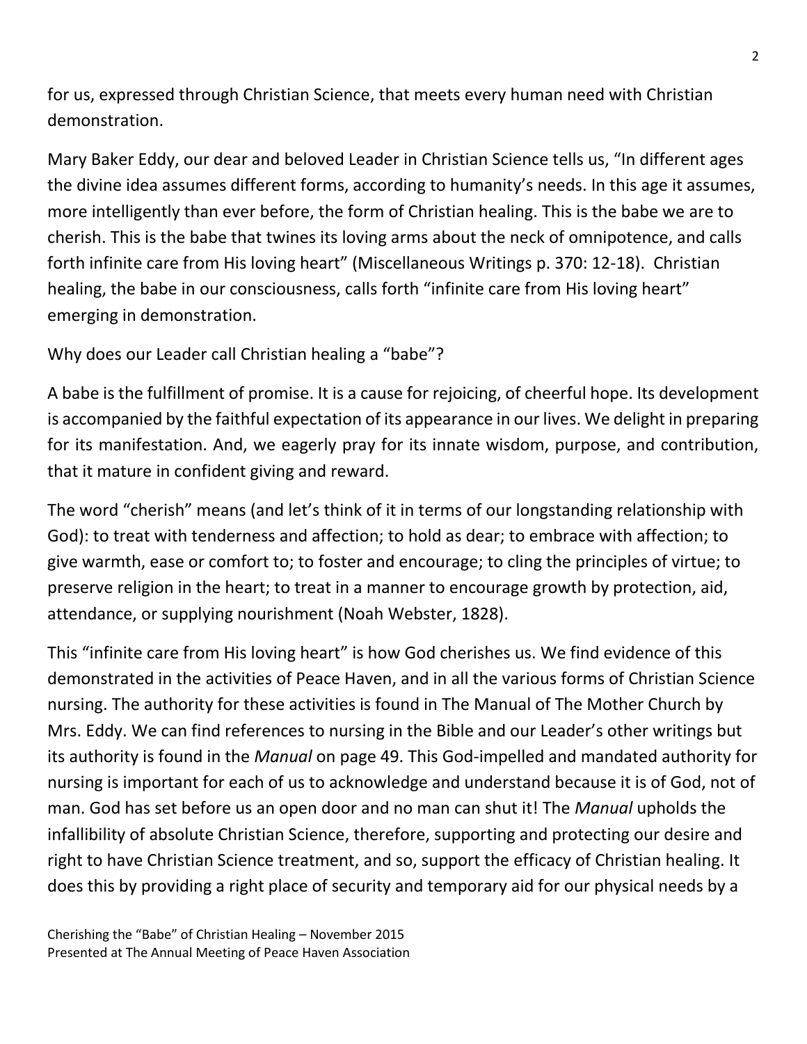for us, expressed through Christian Science, that meets every human need with Christian demonstration.

Mary Baker Eddy, our dear and beloved Leader in Christian Science tells us, "In different ages the divine idea assumes different forms, according to humanity's needs. In this age it assumes, more intelligently than ever before, the form of Christian healing. This is the babe we are to cherish. This is the babe that twines its loving arms about the neck of omnipotence, and calls forth infinite care from His loving heart" (Miscellaneous Writings p. 370: 12-18). Christian healing, the babe in our consciousness, calls forth "infinite care from His loving heart" emerging in demonstration.

Why does our Leader call Christian healing a "babe"?

A babe is the fulfillment of promise. It is a cause for rejoicing, of cheerful hope. Its development is accompanied by the faithful expectation of its appearance in our lives. We delight in preparing for its manifestation. And, we eagerly pray for its innate wisdom, purpose, and contribution, that it mature in confident giving and reward.

The word "cherish" means (and let's think of it in terms of our longstanding relationship with God): to treat with tenderness and affection; to hold as dear; to embrace with affection; to give warmth, ease or comfort to; to foster and encourage; to cling the principles of virtue; to preserve religion in the heart; to treat in a manner to encourage growth by protection, aid, attendance, or supplying nourishment (Noah Webster, 1828).

This "infinite care from His loving heart" is how God cherishes us. We find evidence of this demonstrated in the activities of Peace Haven, and in all the various forms of Christian Science nursing. The authority for these activities is found in The Manual of The Mother Church by Mrs. Eddy. We can find references to nursing in the Bible and our Leader's other writings but its authority is found in the *Manual* on page 49. This God-impelled and mandated authority for nursing is important for each of us to acknowledge and understand because it is of God, not of man. God has set before us an open door and no man can shut it! The *Manual* upholds the infallibility of absolute Christian Science, therefore, supporting and protecting our desire and right to have Christian Science treatment, and so, support the efficacy of Christian healing. It does this by providing a right place of security and temporary aid for our physical needs by a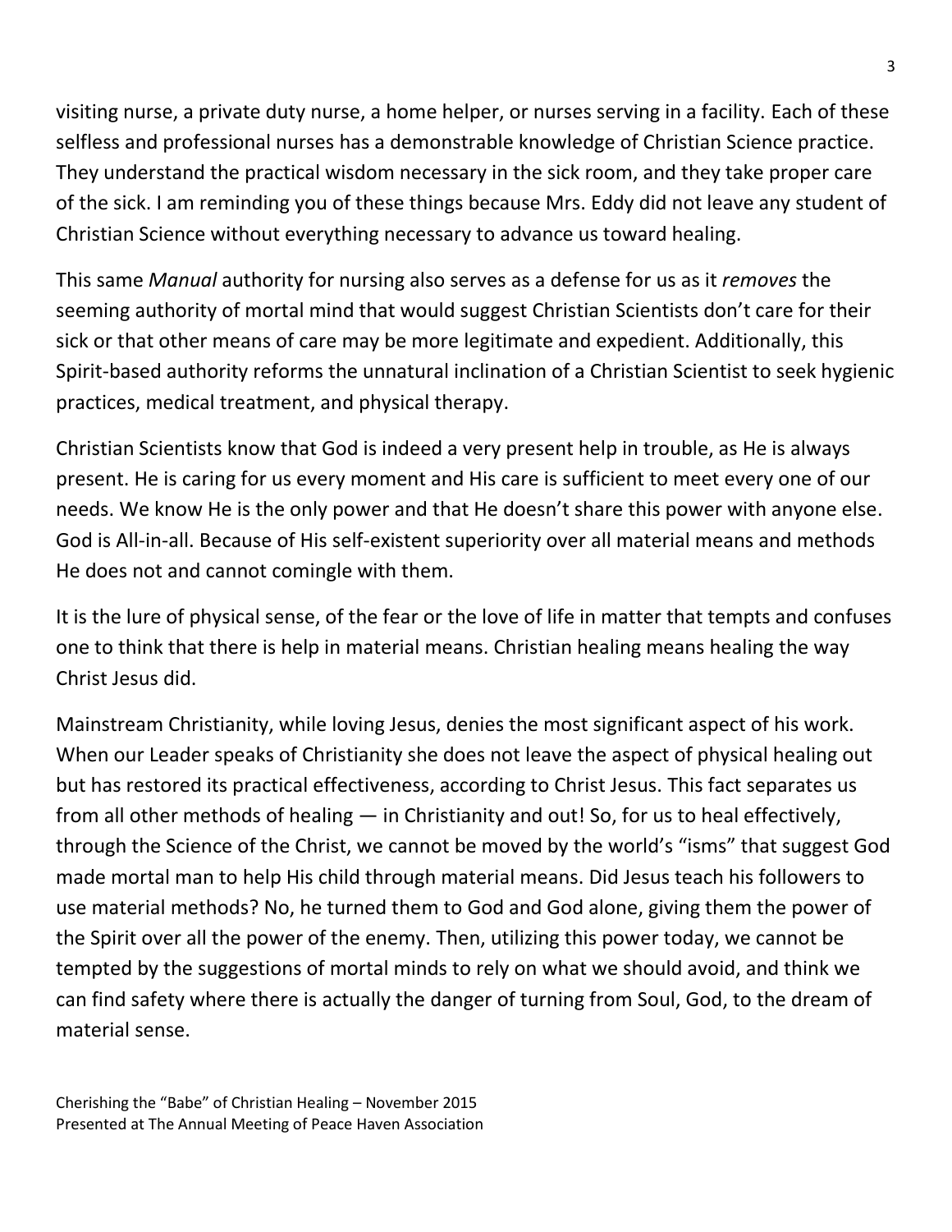visiting nurse, a private duty nurse, a home helper, or nurses serving in a facility. Each of these selfless and professional nurses has a demonstrable knowledge of Christian Science practice. They understand the practical wisdom necessary in the sick room, and they take proper care of the sick. I am reminding you of these things because Mrs. Eddy did not leave any student of Christian Science without everything necessary to advance us toward healing.

This same *Manual* authority for nursing also serves as a defense for us as it *removes* the seeming authority of mortal mind that would suggest Christian Scientists don't care for their sick or that other means of care may be more legitimate and expedient. Additionally, this Spirit-based authority reforms the unnatural inclination of a Christian Scientist to seek hygienic practices, medical treatment, and physical therapy.

Christian Scientists know that God is indeed a very present help in trouble, as He is always present. He is caring for us every moment and His care is sufficient to meet every one of our needs. We know He is the only power and that He doesn't share this power with anyone else. God is All-in-all. Because of His self-existent superiority over all material means and methods He does not and cannot comingle with them.

It is the lure of physical sense, of the fear or the love of life in matter that tempts and confuses one to think that there is help in material means. Christian healing means healing the way Christ Jesus did.

Mainstream Christianity, while loving Jesus, denies the most significant aspect of his work. When our Leader speaks of Christianity she does not leave the aspect of physical healing out but has restored its practical effectiveness, according to Christ Jesus. This fact separates us from all other methods of healing — in Christianity and out! So, for us to heal effectively, through the Science of the Christ, we cannot be moved by the world's "isms" that suggest God made mortal man to help His child through material means. Did Jesus teach his followers to use material methods? No, he turned them to God and God alone, giving them the power of the Spirit over all the power of the enemy. Then, utilizing this power today, we cannot be tempted by the suggestions of mortal minds to rely on what we should avoid, and think we can find safety where there is actually the danger of turning from Soul, God, to the dream of material sense.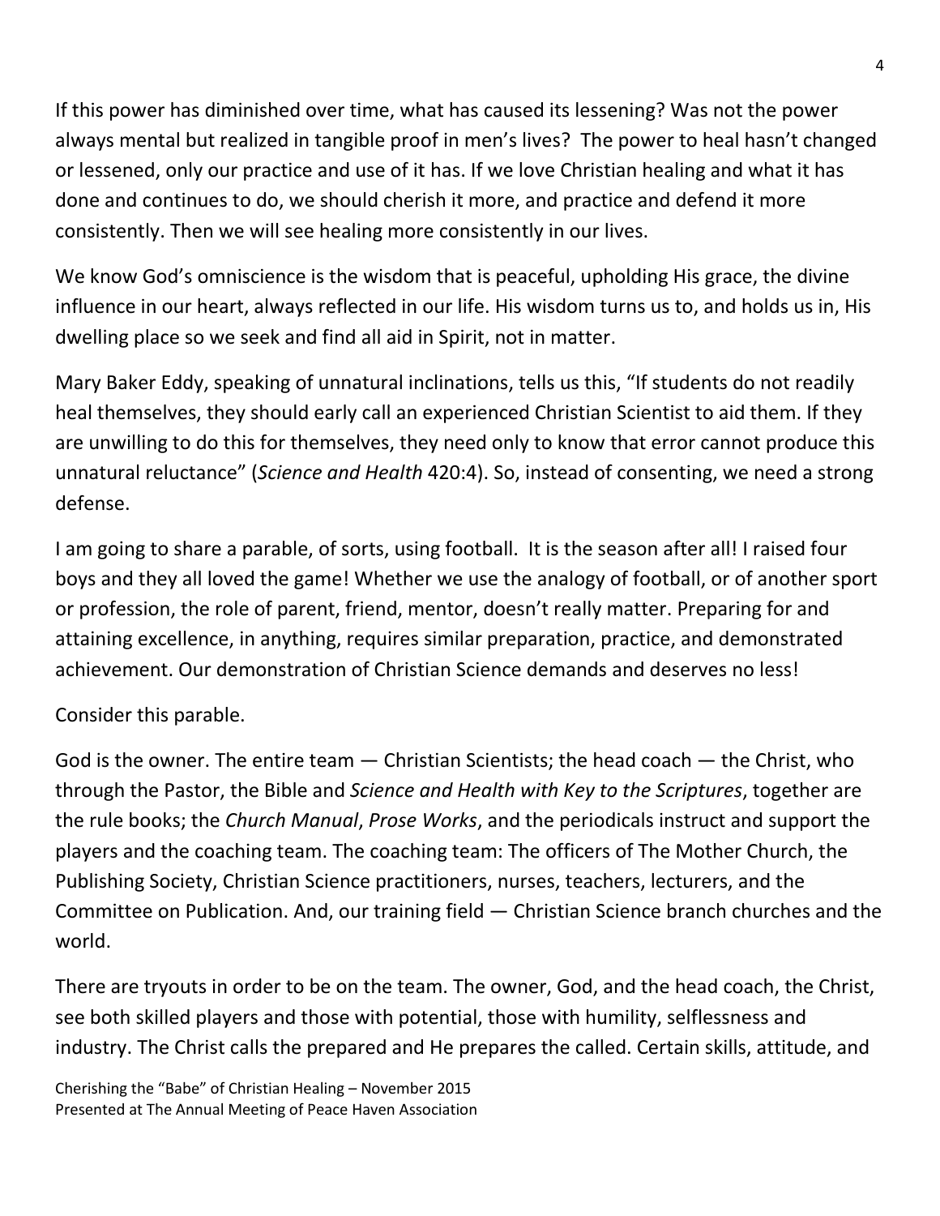If this power has diminished over time, what has caused its lessening? Was not the power always mental but realized in tangible proof in men's lives? The power to heal hasn't changed or lessened, only our practice and use of it has. If we love Christian healing and what it has done and continues to do, we should cherish it more, and practice and defend it more consistently. Then we will see healing more consistently in our lives.

We know God's omniscience is the wisdom that is peaceful, upholding His grace, the divine influence in our heart, always reflected in our life. His wisdom turns us to, and holds us in, His dwelling place so we seek and find all aid in Spirit, not in matter.

Mary Baker Eddy, speaking of unnatural inclinations, tells us this, "If students do not readily heal themselves, they should early call an experienced Christian Scientist to aid them. If they are unwilling to do this for themselves, they need only to know that error cannot produce this unnatural reluctance" (*Science and Health* 420:4). So, instead of consenting, we need a strong defense.

I am going to share a parable, of sorts, using football. It is the season after all! I raised four boys and they all loved the game! Whether we use the analogy of football, or of another sport or profession, the role of parent, friend, mentor, doesn't really matter. Preparing for and attaining excellence, in anything, requires similar preparation, practice, and demonstrated achievement. Our demonstration of Christian Science demands and deserves no less!

Consider this parable.

God is the owner. The entire team — Christian Scientists; the head coach — the Christ, who through the Pastor, the Bible and *Science and Health with Key to the Scriptures*, together are the rule books; the *Church Manual*, *Prose Works*, and the periodicals instruct and support the players and the coaching team. The coaching team: The officers of The Mother Church, the Publishing Society, Christian Science practitioners, nurses, teachers, lecturers, and the Committee on Publication. And, our training field — Christian Science branch churches and the world.

There are tryouts in order to be on the team. The owner, God, and the head coach, the Christ, see both skilled players and those with potential, those with humility, selflessness and industry. The Christ calls the prepared and He prepares the called. Certain skills, attitude, and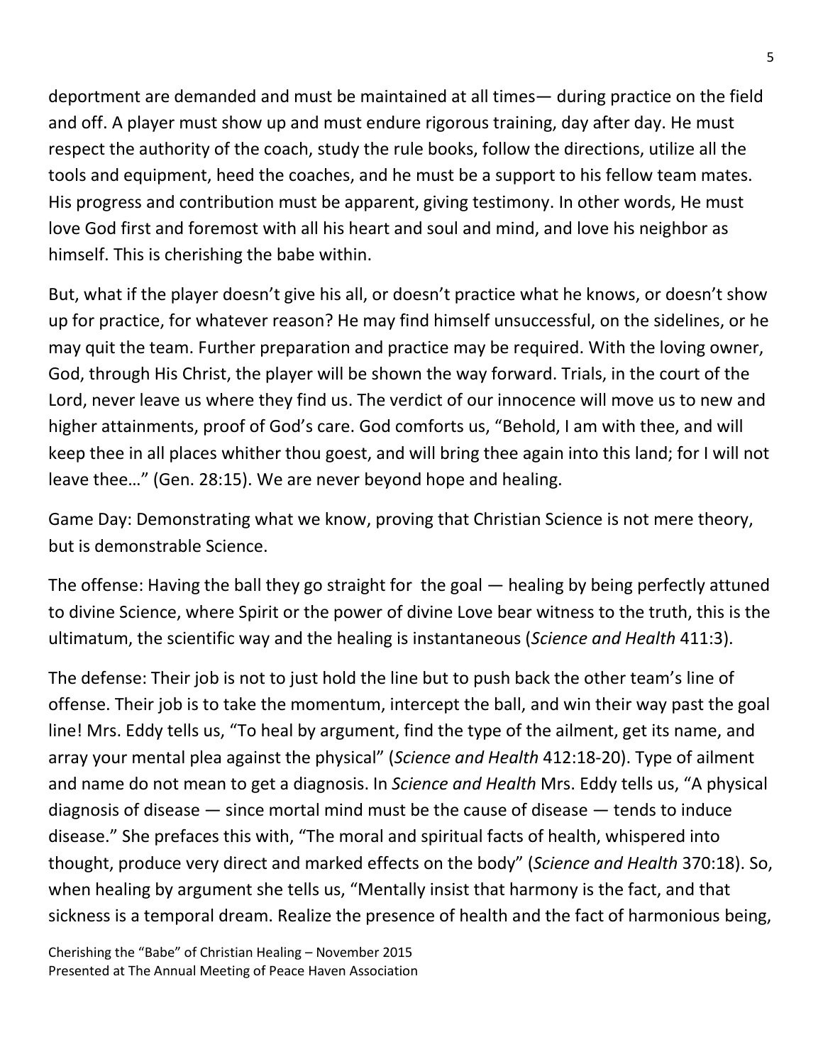deportment are demanded and must be maintained at all times— during practice on the field and off. A player must show up and must endure rigorous training, day after day. He must respect the authority of the coach, study the rule books, follow the directions, utilize all the tools and equipment, heed the coaches, and he must be a support to his fellow team mates. His progress and contribution must be apparent, giving testimony. In other words, He must love God first and foremost with all his heart and soul and mind, and love his neighbor as himself. This is cherishing the babe within.

But, what if the player doesn't give his all, or doesn't practice what he knows, or doesn't show up for practice, for whatever reason? He may find himself unsuccessful, on the sidelines, or he may quit the team. Further preparation and practice may be required. With the loving owner, God, through His Christ, the player will be shown the way forward. Trials, in the court of the Lord, never leave us where they find us. The verdict of our innocence will move us to new and higher attainments, proof of God's care. God comforts us, "Behold, I am with thee, and will keep thee in all places whither thou goest, and will bring thee again into this land; for I will not leave thee…" (Gen. 28:15). We are never beyond hope and healing.

Game Day: Demonstrating what we know, proving that Christian Science is not mere theory, but is demonstrable Science.

The offense: Having the ball they go straight for the goal — healing by being perfectly attuned to divine Science, where Spirit or the power of divine Love bear witness to the truth, this is the ultimatum, the scientific way and the healing is instantaneous (*Science and Health* 411:3).

The defense: Their job is not to just hold the line but to push back the other team's line of offense. Their job is to take the momentum, intercept the ball, and win their way past the goal line! Mrs. Eddy tells us, "To heal by argument, find the type of the ailment, get its name, and array your mental plea against the physical" (*Science and Health* 412:18-20). Type of ailment and name do not mean to get a diagnosis. In *Science and Health* Mrs. Eddy tells us, "A physical diagnosis of disease — since mortal mind must be the cause of disease — tends to induce disease." She prefaces this with, "The moral and spiritual facts of health, whispered into thought, produce very direct and marked effects on the body" (*Science and Health* 370:18). So, when healing by argument she tells us, "Mentally insist that harmony is the fact, and that sickness is a temporal dream. Realize the presence of health and the fact of harmonious being,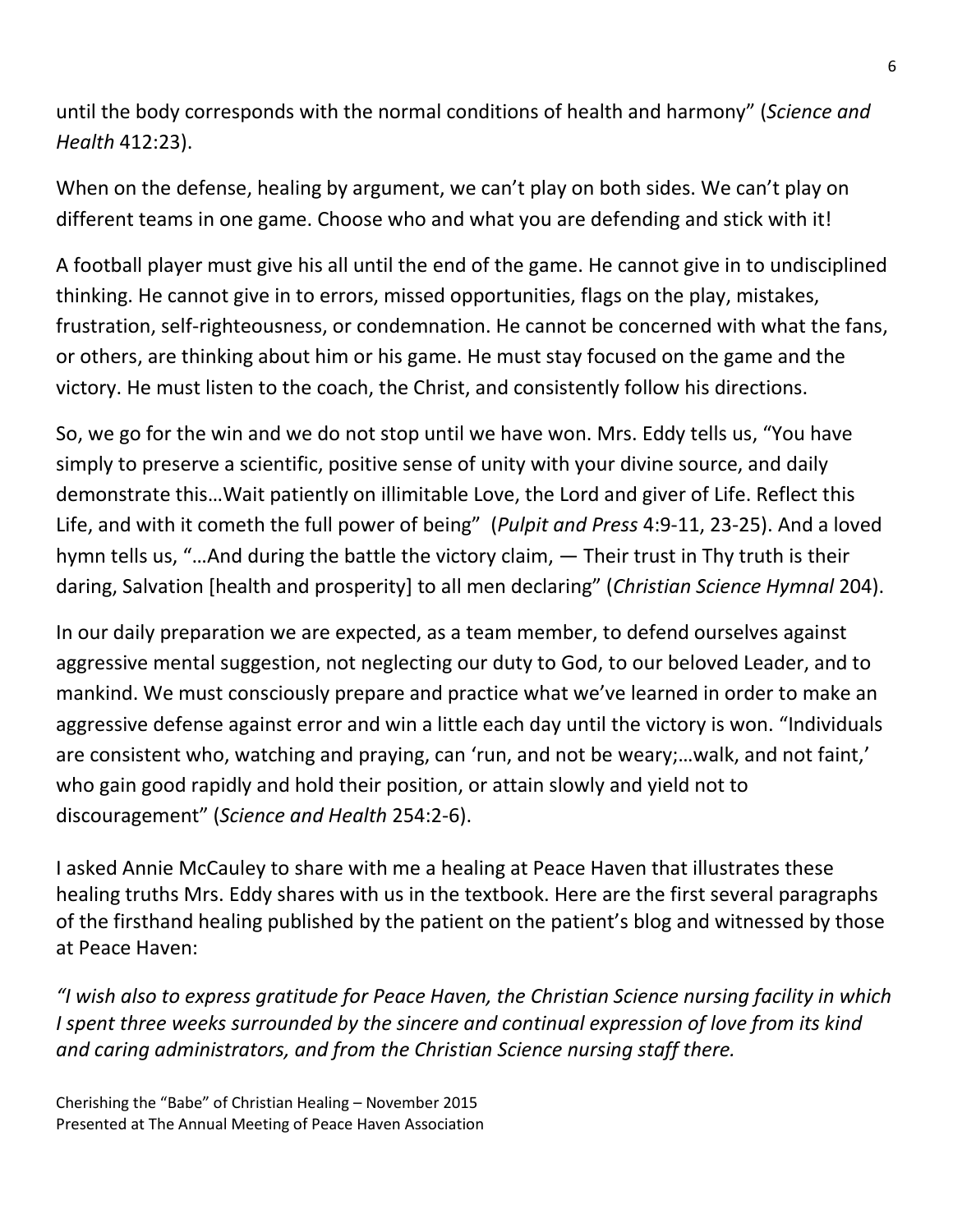until the body corresponds with the normal conditions of health and harmony" (*Science and Health* 412:23).

When on the defense, healing by argument, we can't play on both sides. We can't play on different teams in one game. Choose who and what you are defending and stick with it!

A football player must give his all until the end of the game. He cannot give in to undisciplined thinking. He cannot give in to errors, missed opportunities, flags on the play, mistakes, frustration, self-righteousness, or condemnation. He cannot be concerned with what the fans, or others, are thinking about him or his game. He must stay focused on the game and the victory. He must listen to the coach, the Christ, and consistently follow his directions.

So, we go for the win and we do not stop until we have won. Mrs. Eddy tells us, "You have simply to preserve a scientific, positive sense of unity with your divine source, and daily demonstrate this…Wait patiently on illimitable Love, the Lord and giver of Life. Reflect this Life, and with it cometh the full power of being" (*Pulpit and Press* 4:9-11, 23-25). And a loved hymn tells us, "…And during the battle the victory claim, — Their trust in Thy truth is their daring, Salvation [health and prosperity] to all men declaring" (*Christian Science Hymnal* 204).

In our daily preparation we are expected, as a team member, to defend ourselves against aggressive mental suggestion, not neglecting our duty to God, to our beloved Leader, and to mankind. We must consciously prepare and practice what we've learned in order to make an aggressive defense against error and win a little each day until the victory is won. "Individuals are consistent who, watching and praying, can 'run, and not be weary;…walk, and not faint,' who gain good rapidly and hold their position, or attain slowly and yield not to discouragement" (*Science and Health* 254:2-6).

I asked Annie McCauley to share with me a healing at Peace Haven that illustrates these healing truths Mrs. Eddy shares with us in the textbook. Here are the first several paragraphs of the firsthand healing published by the patient on the patient's blog and witnessed by those at Peace Haven:

*"I wish also to express gratitude for Peace Haven, the Christian Science nursing facility in which I spent three weeks surrounded by the sincere and continual expression of love from its kind and caring administrators, and from the Christian Science nursing staff there.*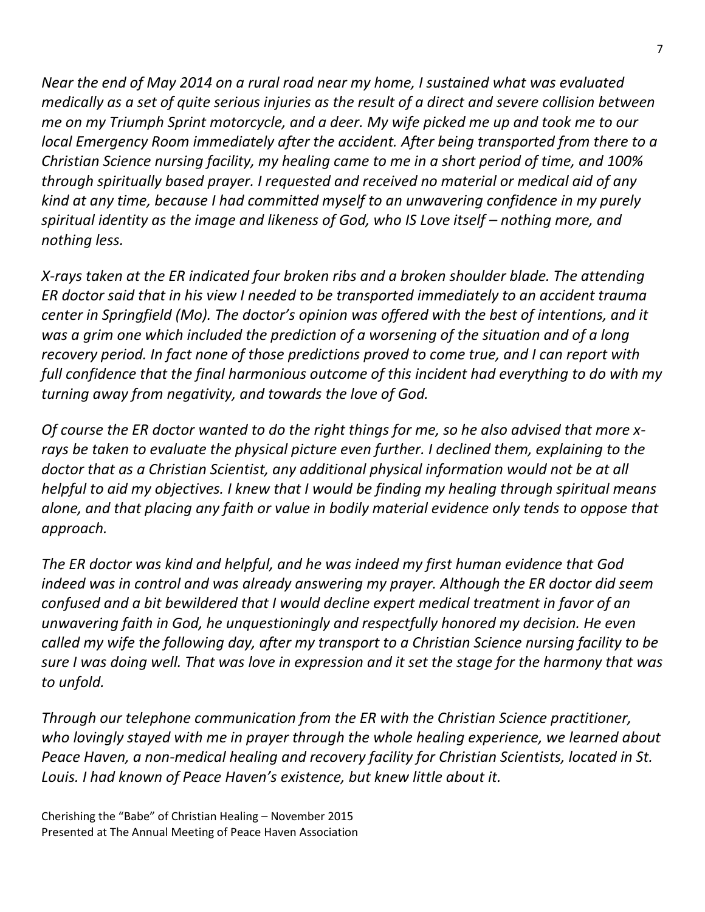*Near the end of May 2014 on a rural road near my home, I sustained what was evaluated medically as a set of quite serious injuries as the result of a direct and severe collision between me on my Triumph Sprint motorcycle, and a deer. My wife picked me up and took me to our local Emergency Room immediately after the accident. After being transported from there to a Christian Science nursing facility, my healing came to me in a short period of time, and 100% through spiritually based prayer. I requested and received no material or medical aid of any kind at any time, because I had committed myself to an unwavering confidence in my purely spiritual identity as the image and likeness of God, who IS Love itself – nothing more, and nothing less.*

*X-rays taken at the ER indicated four broken ribs and a broken shoulder blade. The attending ER doctor said that in his view I needed to be transported immediately to an accident trauma center in Springfield (Mo). The doctor's opinion was offered with the best of intentions, and it was a grim one which included the prediction of a worsening of the situation and of a long recovery period. In fact none of those predictions proved to come true, and I can report with full confidence that the final harmonious outcome of this incident had everything to do with my turning away from negativity, and towards the love of God.*

*Of course the ER doctor wanted to do the right things for me, so he also advised that more x-rays be taken to evaluate the physical picture even further. I declined them, explaining to the doctor that as a Christian Scientist, any additional physical information would not be at all helpful to aid my objectives. I knew that I would be finding my healing through spiritual means alone, and that placing any faith or value in bodily material evidence only tends to oppose that approach.*

*The ER doctor was kind and helpful, and he was indeed my first human evidence that God indeed was in control and was already answering my prayer. Although the ER doctor did seem confused and a bit bewildered that I would decline expert medical treatment in favor of an unwavering faith in God, he unquestioningly and respectfully honored my decision. He even called my wife the following day, after my transport to a Christian Science nursing facility to be sure I was doing well. That was love in expression and it set the stage for the harmony that was to unfold.*

*Through our telephone communication from the ER with the Christian Science practitioner, who lovingly stayed with me in prayer through the whole healing experience, we learned about Peace Haven, a non-medical healing and recovery facility for Christian Scientists, located in St. Louis. I had known of Peace Haven's existence, but knew little about it.*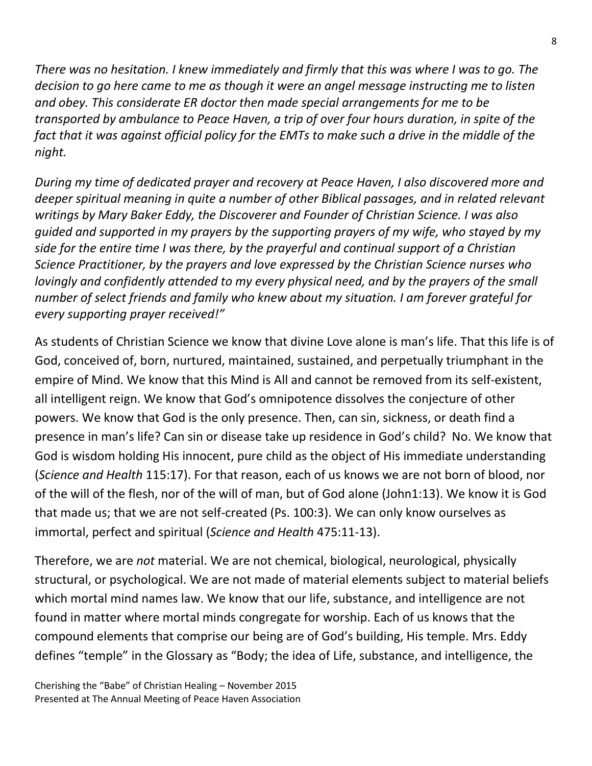*There was no hesitation. I knew immediately and firmly that this was where I was to go. The decision to go here came to me as though it were an angel message instructing me to listen and obey. This considerate ER doctor then made special arrangements for me to be transported by ambulance to Peace Haven, a trip of over four hours duration, in spite of the fact that it was against official policy for the EMTs to make such a drive in the middle of the night.*

*During my time of dedicated prayer and recovery at Peace Haven, I also discovered more and deeper spiritual meaning in quite a number of other Biblical passages, and in related relevant writings by Mary Baker Eddy, the Discoverer and Founder of Christian Science. I was also guided and supported in my prayers by the supporting prayers of my wife, who stayed by my side for the entire time I was there, by the prayerful and continual support of a Christian Science Practitioner, by the prayers and love expressed by the Christian Science nurses who lovingly and confidently attended to my every physical need, and by the prayers of the small number of select friends and family who knew about my situation. I am forever grateful for every supporting prayer received!"*

As students of Christian Science we know that divine Love alone is man's life. That this life is of God, conceived of, born, nurtured, maintained, sustained, and perpetually triumphant in the empire of Mind. We know that this Mind is All and cannot be removed from its self-existent, all intelligent reign. We know that God's omnipotence dissolves the conjecture of other powers. We know that God is the only presence. Then, can sin, sickness, or death find a presence in man's life? Can sin or disease take up residence in God's child? No. We know that God is wisdom holding His innocent, pure child as the object of His immediate understanding (*Science and Health* 115:17). For that reason, each of us knows we are not born of blood, nor of the will of the flesh, nor of the will of man, but of God alone (John1:13). We know it is God that made us; that we are not self-created (Ps. 100:3). We can only know ourselves as immortal, perfect and spiritual (*Science and Health* 475:11-13).

Therefore, we are *not* material. We are not chemical, biological, neurological, physically structural, or psychological. We are not made of material elements subject to material beliefs which mortal mind names law. We know that our life, substance, and intelligence are not found in matter where mortal minds congregate for worship. Each of us knows that the compound elements that comprise our being are of God's building, His temple. Mrs. Eddy defines "temple" in the Glossary as "Body; the idea of Life, substance, and intelligence, the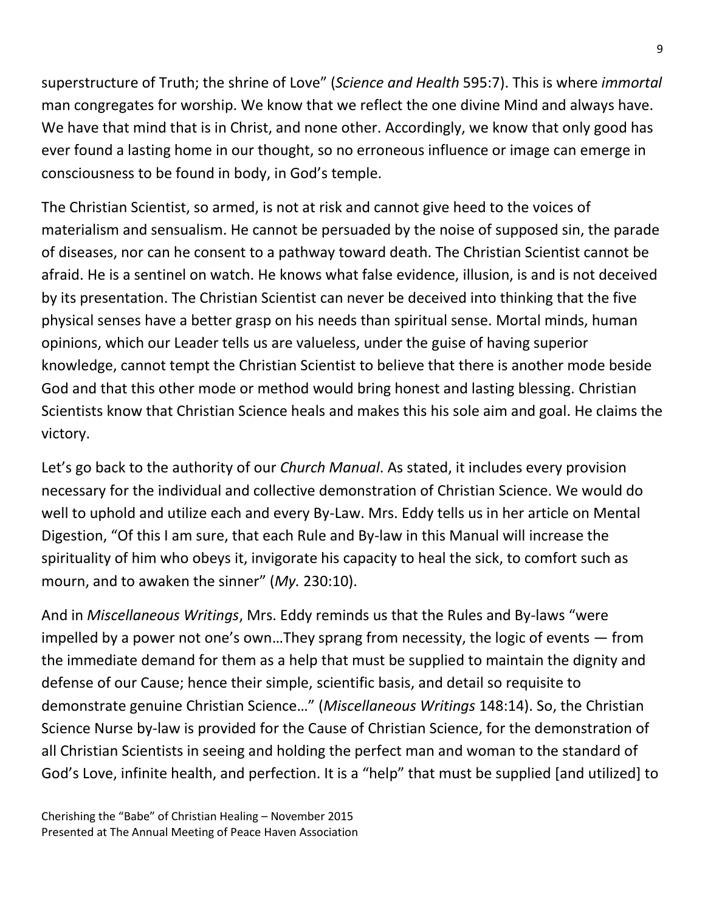superstructure of Truth; the shrine of Love" (*Science and Health* 595:7). This is where *immortal* man congregates for worship. We know that we reflect the one divine Mind and always have. We have that mind that is in Christ, and none other. Accordingly, we know that only good has ever found a lasting home in our thought, so no erroneous influence or image can emerge in consciousness to be found in body, in God's temple.

The Christian Scientist, so armed, is not at risk and cannot give heed to the voices of materialism and sensualism. He cannot be persuaded by the noise of supposed sin, the parade of diseases, nor can he consent to a pathway toward death. The Christian Scientist cannot be afraid. He is a sentinel on watch. He knows what false evidence, illusion, is and is not deceived by its presentation. The Christian Scientist can never be deceived into thinking that the five physical senses have a better grasp on his needs than spiritual sense. Mortal minds, human opinions, which our Leader tells us are valueless, under the guise of having superior knowledge, cannot tempt the Christian Scientist to believe that there is another mode beside God and that this other mode or method would bring honest and lasting blessing. Christian Scientists know that Christian Science heals and makes this his sole aim and goal. He claims the victory.

Let's go back to the authority of our *Church Manual*. As stated, it includes every provision necessary for the individual and collective demonstration of Christian Science. We would do well to uphold and utilize each and every By-Law. Mrs. Eddy tells us in her article on Mental Digestion, "Of this I am sure, that each Rule and By-law in this Manual will increase the spirituality of him who obeys it, invigorate his capacity to heal the sick, to comfort such as mourn, and to awaken the sinner" (*My.* 230:10).

And in *Miscellaneous Writings*, Mrs. Eddy reminds us that the Rules and By-laws "were impelled by a power not one's own…They sprang from necessity, the logic of events — from the immediate demand for them as a help that must be supplied to maintain the dignity and defense of our Cause; hence their simple, scientific basis, and detail so requisite to demonstrate genuine Christian Science…" (*Miscellaneous Writings* 148:14). So, the Christian Science Nurse by-law is provided for the Cause of Christian Science, for the demonstration of all Christian Scientists in seeing and holding the perfect man and woman to the standard of God's Love, infinite health, and perfection. It is a "help" that must be supplied [and utilized] to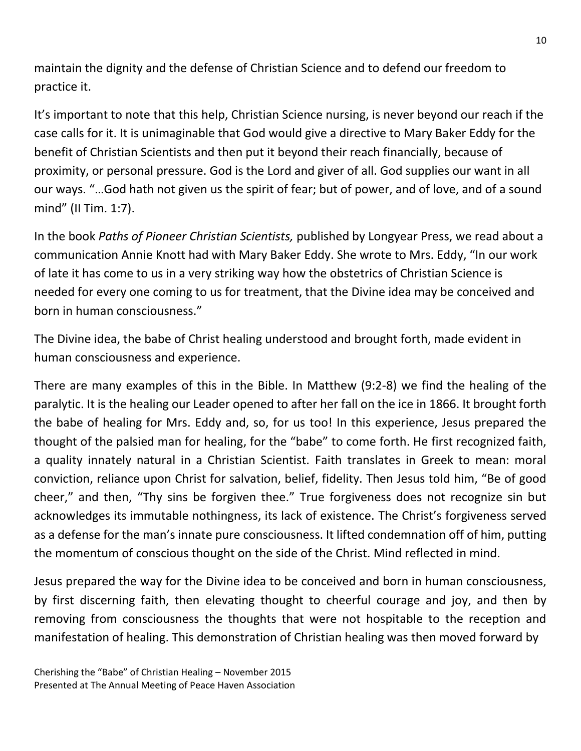maintain the dignity and the defense of Christian Science and to defend our freedom to practice it.

It's important to note that this help, Christian Science nursing, is never beyond our reach if the case calls for it. It is unimaginable that God would give a directive to Mary Baker Eddy for the benefit of Christian Scientists and then put it beyond their reach financially, because of proximity, or personal pressure. God is the Lord and giver of all. God supplies our want in all our ways. "…God hath not given us the spirit of fear; but of power, and of love, and of a sound mind" (II Tim. 1:7).

In the book *Paths of Pioneer Christian Scientists,* published by Longyear Press, we read about a communication Annie Knott had with Mary Baker Eddy. She wrote to Mrs. Eddy, "In our work of late it has come to us in a very striking way how the obstetrics of Christian Science is needed for every one coming to us for treatment, that the Divine idea may be conceived and born in human consciousness."

The Divine idea, the babe of Christ healing understood and brought forth, made evident in human consciousness and experience.

There are many examples of this in the Bible. In Matthew (9:2-8) we find the healing of the paralytic. It is the healing our Leader opened to after her fall on the ice in 1866. It brought forth the babe of healing for Mrs. Eddy and, so, for us too! In this experience, Jesus prepared the thought of the palsied man for healing, for the "babe" to come forth. He first recognized faith, a quality innately natural in a Christian Scientist. Faith translates in Greek to mean: moral conviction, reliance upon Christ for salvation, belief, fidelity. Then Jesus told him, "Be of good cheer," and then, "Thy sins be forgiven thee." True forgiveness does not recognize sin but acknowledges its immutable nothingness, its lack of existence. The Christ's forgiveness served as a defense for the man's innate pure consciousness. It lifted condemnation off of him, putting the momentum of conscious thought on the side of the Christ. Mind reflected in mind.

Jesus prepared the way for the Divine idea to be conceived and born in human consciousness, by first discerning faith, then elevating thought to cheerful courage and joy, and then by removing from consciousness the thoughts that were not hospitable to the reception and manifestation of healing. This demonstration of Christian healing was then moved forward by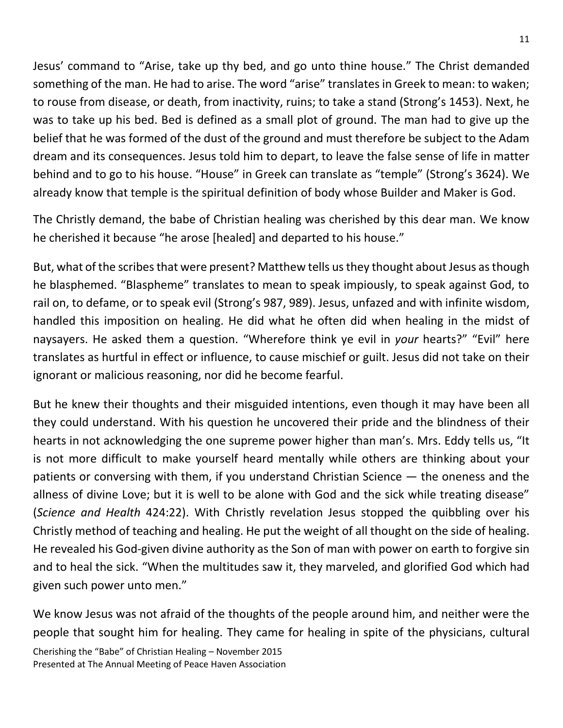Jesus' command to "Arise, take up thy bed, and go unto thine house." The Christ demanded something of the man. He had to arise. The word "arise" translates in Greek to mean: to waken; to rouse from disease, or death, from inactivity, ruins; to take a stand (Strong's 1453). Next, he was to take up his bed. Bed is defined as a small plot of ground. The man had to give up the belief that he was formed of the dust of the ground and must therefore be subject to the Adam dream and its consequences. Jesus told him to depart, to leave the false sense of life in matter behind and to go to his house. "House" in Greek can translate as "temple" (Strong's 3624). We already know that temple is the spiritual definition of body whose Builder and Maker is God.

The Christly demand, the babe of Christian healing was cherished by this dear man. We know he cherished it because "he arose [healed] and departed to his house."

But, what of the scribes that were present? Matthew tells us they thought about Jesus as though he blasphemed. "Blaspheme" translates to mean to speak impiously, to speak against God, to rail on, to defame, or to speak evil (Strong's 987, 989). Jesus, unfazed and with infinite wisdom, handled this imposition on healing. He did what he often did when healing in the midst of naysayers. He asked them a question. "Wherefore think ye evil in *your* hearts?" "Evil" here translates as hurtful in effect or influence, to cause mischief or guilt. Jesus did not take on their ignorant or malicious reasoning, nor did he become fearful.

But he knew their thoughts and their misguided intentions, even though it may have been all they could understand. With his question he uncovered their pride and the blindness of their hearts in not acknowledging the one supreme power higher than man's. Mrs. Eddy tells us, "It is not more difficult to make yourself heard mentally while others are thinking about your patients or conversing with them, if you understand Christian Science — the oneness and the allness of divine Love; but it is well to be alone with God and the sick while treating disease" (*Science and Health* 424:22). With Christly revelation Jesus stopped the quibbling over his Christly method of teaching and healing. He put the weight of all thought on the side of healing. He revealed his God-given divine authority as the Son of man with power on earth to forgive sin and to heal the sick. "When the multitudes saw it, they marveled, and glorified God which had given such power unto men."

We know Jesus was not afraid of the thoughts of the people around him, and neither were the people that sought him for healing. They came for healing in spite of the physicians, cultural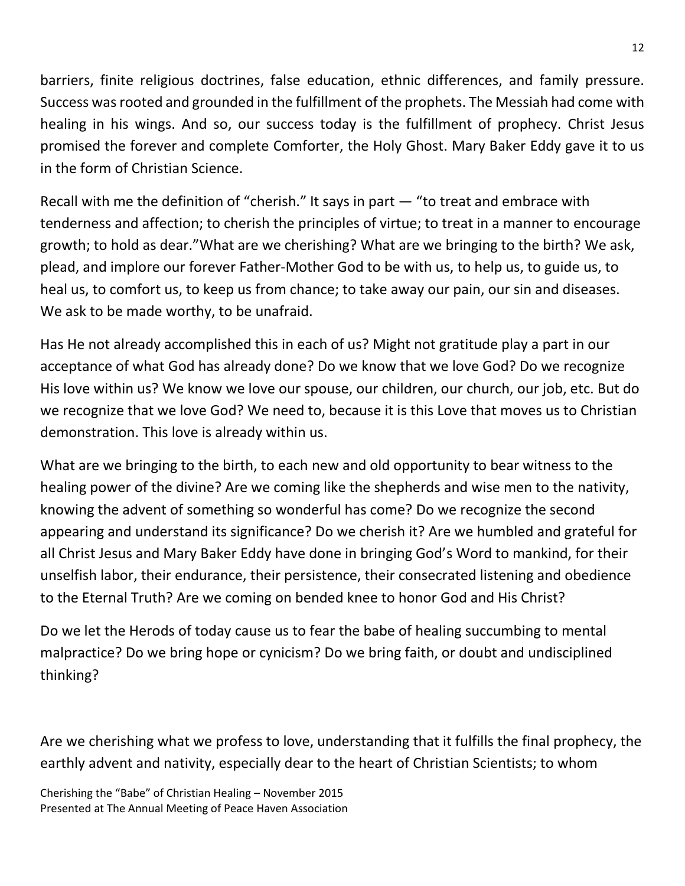barriers, finite religious doctrines, false education, ethnic differences, and family pressure. Success was rooted and grounded in the fulfillment of the prophets. The Messiah had come with healing in his wings. And so, our success today is the fulfillment of prophecy. Christ Jesus promised the forever and complete Comforter, the Holy Ghost. Mary Baker Eddy gave it to us in the form of Christian Science.

Recall with me the definition of "cherish." It says in part — "to treat and embrace with tenderness and affection; to cherish the principles of virtue; to treat in a manner to encourage growth; to hold as dear."What are we cherishing? What are we bringing to the birth? We ask, plead, and implore our forever Father-Mother God to be with us, to help us, to guide us, to heal us, to comfort us, to keep us from chance; to take away our pain, our sin and diseases. We ask to be made worthy, to be unafraid.

Has He not already accomplished this in each of us? Might not gratitude play a part in our acceptance of what God has already done? Do we know that we love God? Do we recognize His love within us? We know we love our spouse, our children, our church, our job, etc. But do we recognize that we love God? We need to, because it is this Love that moves us to Christian demonstration. This love is already within us.

What are we bringing to the birth, to each new and old opportunity to bear witness to the healing power of the divine? Are we coming like the shepherds and wise men to the nativity, knowing the advent of something so wonderful has come? Do we recognize the second appearing and understand its significance? Do we cherish it? Are we humbled and grateful for all Christ Jesus and Mary Baker Eddy have done in bringing God's Word to mankind, for their unselfish labor, their endurance, their persistence, their consecrated listening and obedience to the Eternal Truth? Are we coming on bended knee to honor God and His Christ?

Do we let the Herods of today cause us to fear the babe of healing succumbing to mental malpractice? Do we bring hope or cynicism? Do we bring faith, or doubt and undisciplined thinking?

Are we cherishing what we profess to love, understanding that it fulfills the final prophecy, the earthly advent and nativity, especially dear to the heart of Christian Scientists; to whom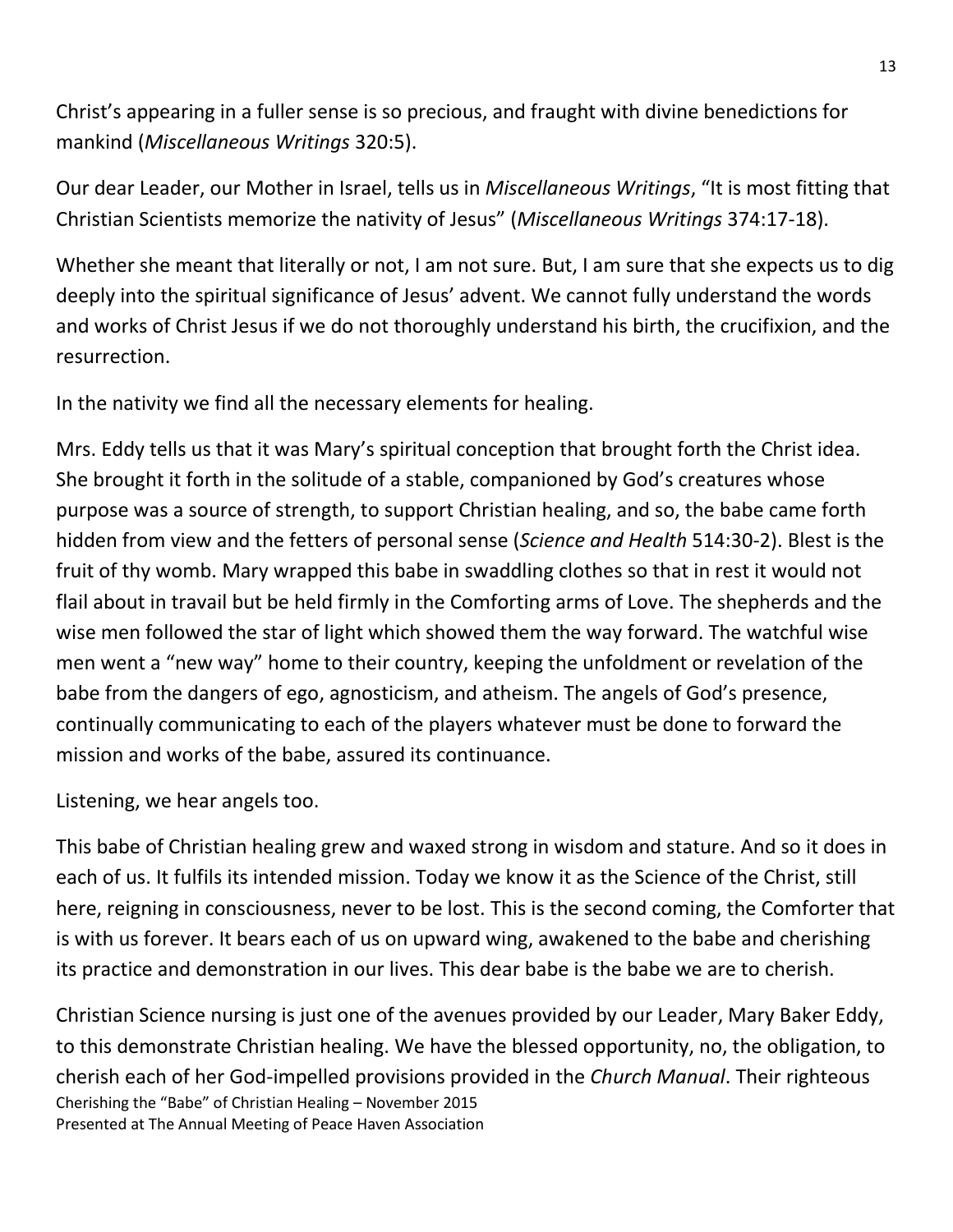Christ's appearing in a fuller sense is so precious, and fraught with divine benedictions for mankind (*Miscellaneous Writings* 320:5).

Our dear Leader, our Mother in Israel, tells us in *Miscellaneous Writings*, "It is most fitting that Christian Scientists memorize the nativity of Jesus" (*Miscellaneous Writings* 374:17-18).

Whether she meant that literally or not, I am not sure. But, I am sure that she expects us to dig deeply into the spiritual significance of Jesus' advent. We cannot fully understand the words and works of Christ Jesus if we do not thoroughly understand his birth, the crucifixion, and the resurrection.

In the nativity we find all the necessary elements for healing.

Mrs. Eddy tells us that it was Mary's spiritual conception that brought forth the Christ idea. She brought it forth in the solitude of a stable, companioned by God's creatures whose purpose was a source of strength, to support Christian healing, and so, the babe came forth hidden from view and the fetters of personal sense (*Science and Health* 514:30-2). Blest is the fruit of thy womb. Mary wrapped this babe in swaddling clothes so that in rest it would not flail about in travail but be held firmly in the Comforting arms of Love. The shepherds and the wise men followed the star of light which showed them the way forward. The watchful wise men went a "new way" home to their country, keeping the unfoldment or revelation of the babe from the dangers of ego, agnosticism, and atheism. The angels of God's presence, continually communicating to each of the players whatever must be done to forward the mission and works of the babe, assured its continuance.

Listening, we hear angels too.

This babe of Christian healing grew and waxed strong in wisdom and stature. And so it does in each of us. It fulfils its intended mission. Today we know it as the Science of the Christ, still here, reigning in consciousness, never to be lost. This is the second coming, the Comforter that is with us forever. It bears each of us on upward wing, awakened to the babe and cherishing its practice and demonstration in our lives. This dear babe is the babe we are to cherish.

Christian Science nursing is just one of the avenues provided by our Leader, Mary Baker Eddy, to this demonstrate Christian healing. We have the blessed opportunity, no, the obligation, to cherish each of her God-impelled provisions provided in the *Church Manual*. Their righteous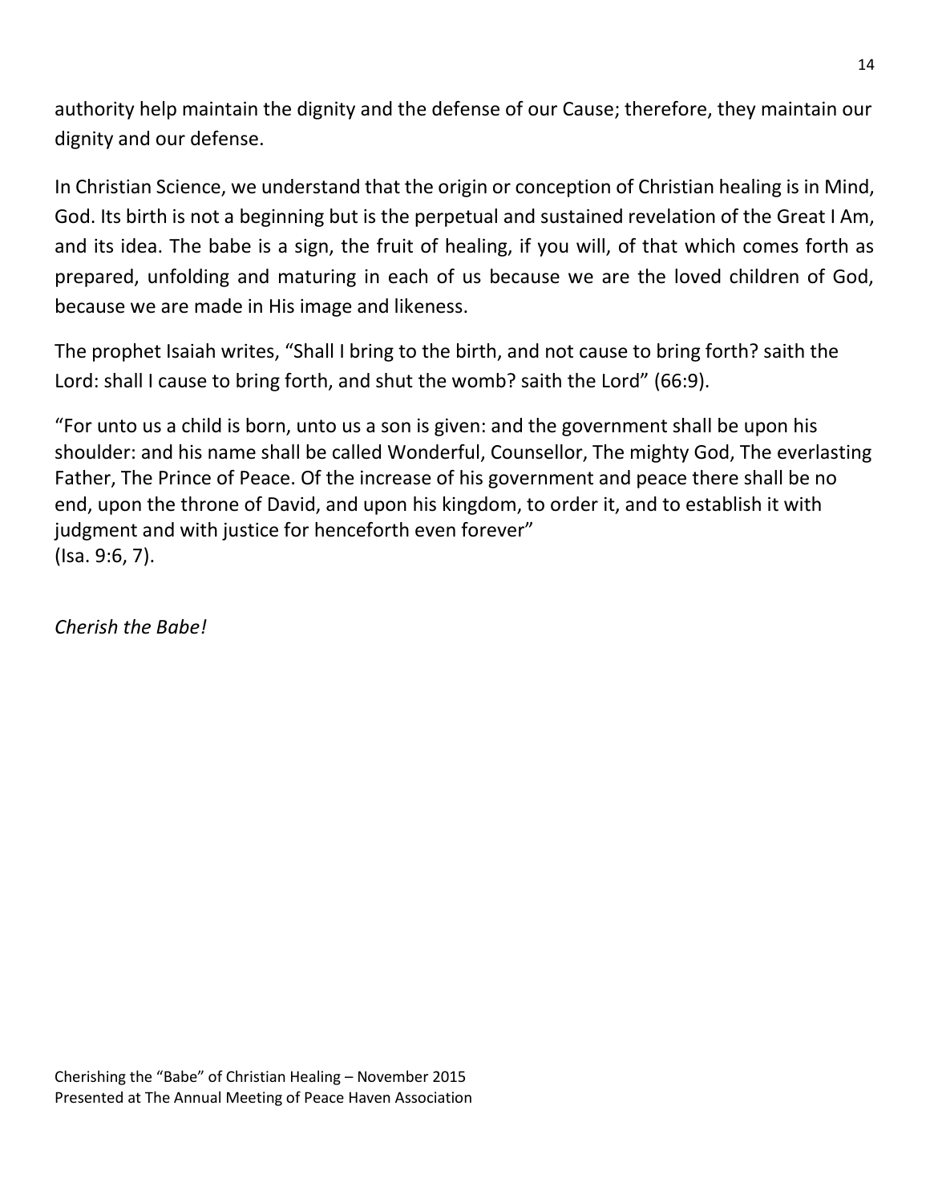authority help maintain the dignity and the defense of our Cause; therefore, they maintain our dignity and our defense.

In Christian Science, we understand that the origin or conception of Christian healing is in Mind, God. Its birth is not a beginning but is the perpetual and sustained revelation of the Great I Am, and its idea. The babe is a sign, the fruit of healing, if you will, of that which comes forth as prepared, unfolding and maturing in each of us because we are the loved children of God, because we are made in His image and likeness.

The prophet Isaiah writes, "Shall I bring to the birth, and not cause to bring forth? saith the Lord: shall I cause to bring forth, and shut the womb? saith the Lord" (66:9).

"For unto us a child is born, unto us a son is given: and the government shall be upon his shoulder: and his name shall be called Wonderful, Counsellor, The mighty God, The everlasting Father, The Prince of Peace. Of the increase of his government and peace there shall be no end, upon the throne of David, and upon his kingdom, to order it, and to establish it with judgment and with justice for henceforth even forever"
(Isa. 9:6, 7).

*Cherish the Babe!*

Cherishing the "Babe" of Christian Healing – November 2015
Presented at The Annual Meeting of Peace Haven Association